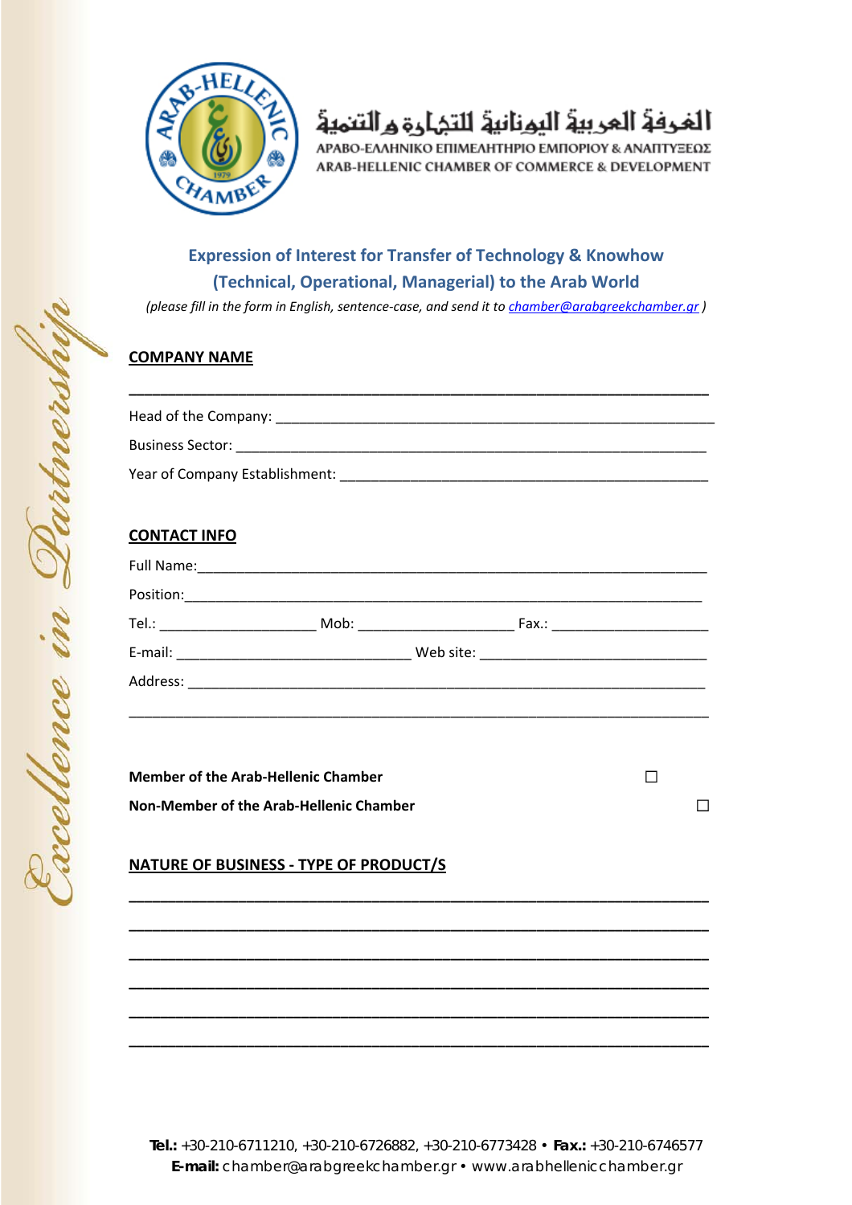الغرفة العربية اليونانية للتجارة و التنمية

ΑΡΑΒΟ-ΕΛΛΗΝΙΚΟ ΕΠΙΜΕΛΗΤΗΡΙΟ ΕΜΠΟΡΙΟΥ & ΑΝΑΠΤΥΞΕΩΣ

ARAB-HELLENIC CHAMBER OF COMMERCE & DEVELOPMENT

## Expression of Interest for Transfer of Technology & Knowhow (Technical, Operational, Managerial) to the Arab World

*(please fill in the form in English, sentence-case, and send it to chamber@arabgreekchamber.gr )*

**COMPANY NAME**

___________________________________________________________________________

Head of the Company: ______________________________________________________

Business Sector: _________________________________________________________

Year of Company Establishment: ____________________________________________

**CONTACT INFO**

Full Name:_______________________________________________________________

Position:________________________________________________________________

Tel.: ____________________ Mob: ____________________ Fax.: ____________________

E-mail: ______________________________ Web site: ____________________________

Address: ________________________________________________________________

___________________________________________________________________________

**Member of the Arab-Hellenic Chamber** ☐

**Non-Member of the Arab-Hellenic Chamber** ☐

**NATURE OF BUSINESS - TYPE OF PRODUCT/S**

___________________________________________________________________________

___________________________________________________________________________

___________________________________________________________________________

___________________________________________________________________________

___________________________________________________________________________

___________________________________________________________________________

**Tel.:** +30-210-6711210, +30-210-6726882, +30-210-6773428 • **Fax.:** +30-210-6746577
**E-mail:** chamber@arabgreekchamber.gr • www.arabhellenicchamber.gr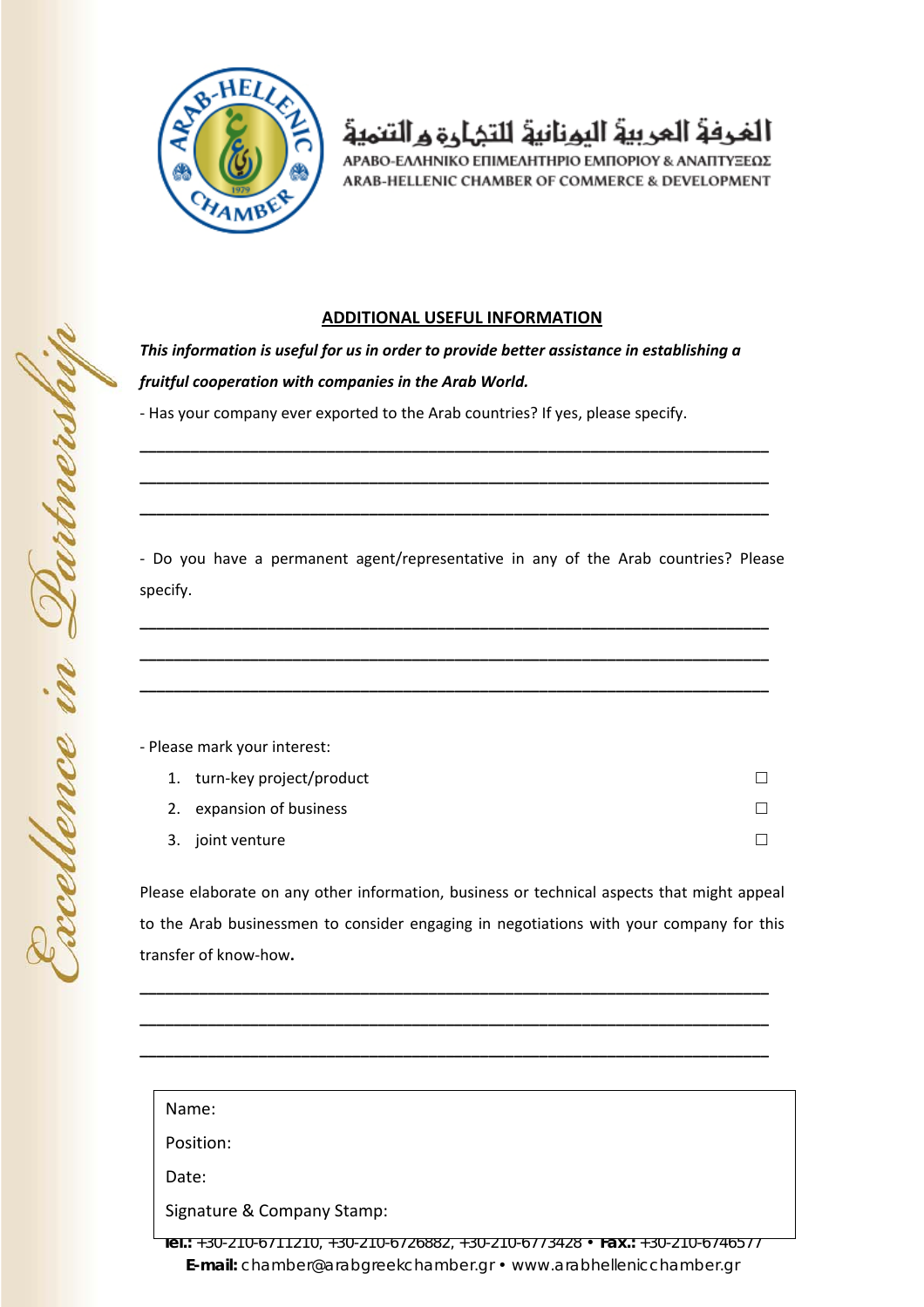الغرفة العربية اليونانية للتجارة و التنمية
ΑΡΑΒΟ-ΕΛΛΗΝΙΚΟ ΕΠΙΜΕΛΗΤΗΡΙΟ ΕΜΠΟΡΙΟΥ & ΑΝΑΠΤΥΞΕΩΣ
ARAB-HELLENIC CHAMBER OF COMMERCE & DEVELOPMENT

## ADDITIONAL USEFUL INFORMATION

***This information is useful for us in order to provide better assistance in establishing a fruitful cooperation with companies in the Arab World.***

- Has your company ever exported to the Arab countries? If yes, please specify.

______________________________________________________________________

______________________________________________________________________

______________________________________________________________________

- Do you have a permanent agent/representative in any of the Arab countries? Please specify.

______________________________________________________________________

______________________________________________________________________

______________________________________________________________________

- Please mark your interest:

1. turn-key project/product ☐
2. expansion of business ☐
3. joint venture ☐

Please elaborate on any other information, business or technical aspects that might appeal to the Arab businessmen to consider engaging in negotiations with your company for this transfer of know-how**.**

______________________________________________________________________

______________________________________________________________________

______________________________________________________________________

Name:

Position:

Date:

Signature & Company Stamp:

**Tel.:** +30-210-6711210, +30-210-6726882, +30-210-6773428 • **Fax.:** +30-210-6746577
**E-mail:** chamber@arabgreekchamber.gr • www.arabhellenicchamber.gr